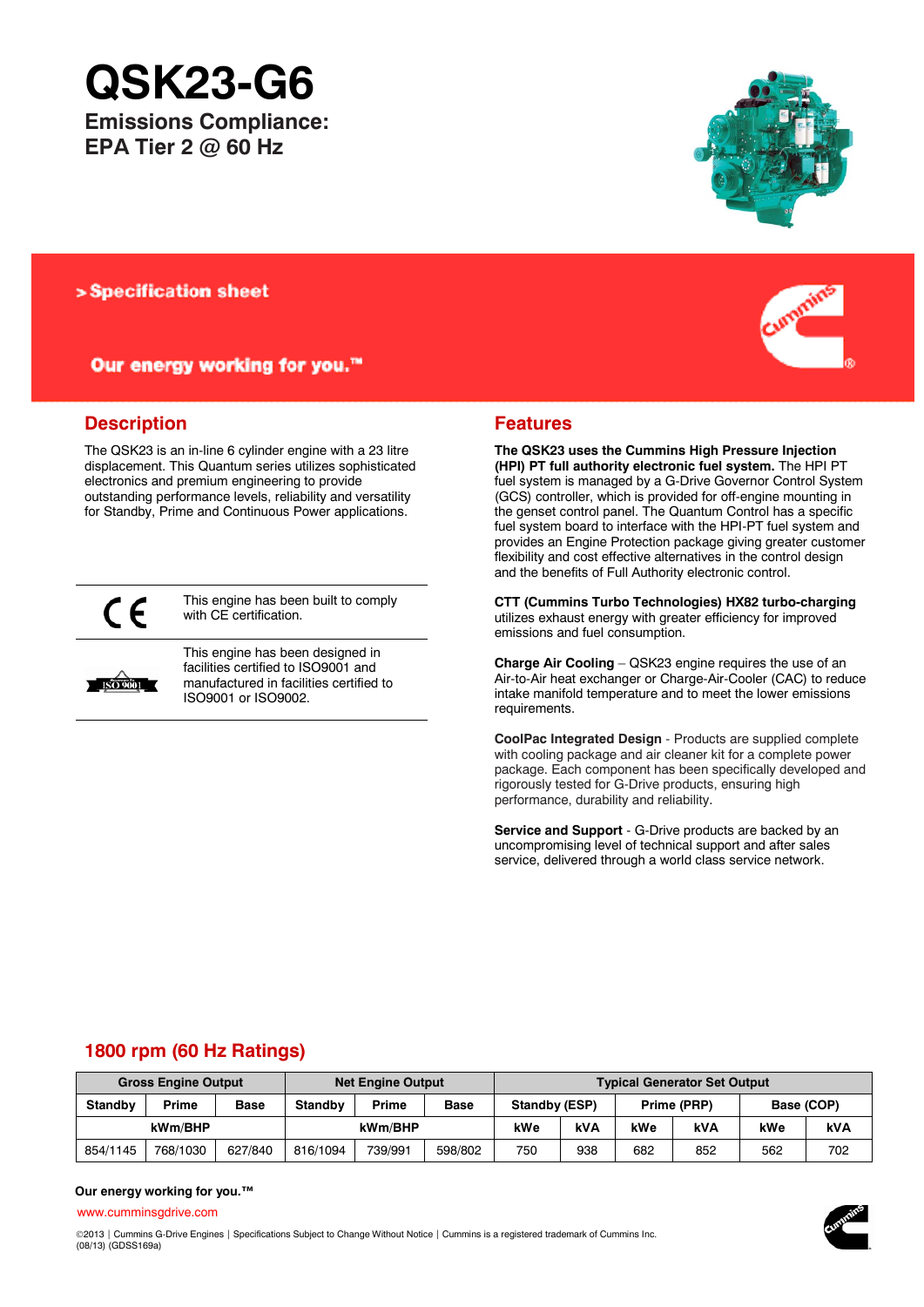# QSK23-G6

**Emissions Compliance:**
**EPA Tier 2 @ 60 Hz**

> Specification sheet

**Our energy working for you.™**

## Description

The QSK23 is an in-line 6 cylinder engine with a 23 litre displacement. This Quantum series utilizes sophisticated electronics and premium engineering to provide outstanding performance levels, reliability and versatility for Standby, Prime and Continuous Power applications.

| | |
|---|---|
| CE | This engine has been built to comply with CE certification. |
| ISO 9001 | This engine has been designed in facilities certified to ISO9001 and manufactured in facilities certified to ISO9001 or ISO9002. |

## Features

**The QSK23 uses the Cummins High Pressure Injection (HPI) PT full authority electronic fuel system.** The HPI PT fuel system is managed by a G-Drive Governor Control System (GCS) controller, which is provided for off-engine mounting in the genset control panel. The Quantum Control has a specific fuel system board to interface with the HPI-PT fuel system and provides an Engine Protection package giving greater customer flexibility and cost effective alternatives in the control design and the benefits of Full Authority electronic control.

**CTT (Cummins Turbo Technologies) HX82 turbo-charging** utilizes exhaust energy with greater efficiency for improved emissions and fuel consumption.

**Charge Air Cooling** – QSK23 engine requires the use of an Air-to-Air heat exchanger or Charge-Air-Cooler (CAC) to reduce intake manifold temperature and to meet the lower emissions requirements.

**CoolPac Integrated Design** - Products are supplied complete with cooling package and air cleaner kit for a complete power package. Each component has been specifically developed and rigorously tested for G-Drive products, ensuring high performance, durability and reliability.

**Service and Support** - G-Drive products are backed by an uncompromising level of technical support and after sales service, delivered through a world class service network.

## 1800 rpm (60 Hz Ratings)

| Gross Engine Output | | | Net Engine Output | | | Typical Generator Set Output | | | | | |
|---|---|---|---|---|---|---|---|---|---|---|---|
| Standby | Prime | Base | Standby | Prime | Base | Standby (ESP) | | Prime (PRP) | | Base (COP) | |
| kWm/BHP | | | kWm/BHP | | | kWe | kVA | kWe | kVA | kWe | kVA |
| 854/1145 | 768/1030 | 627/840 | 816/1094 | 739/991 | 598/802 | 750 | 938 | 682 | 852 | 562 | 702 |

**Our energy working for you.™**

www.cumminsgdrive.com

©2013 | Cummins G-Drive Engines | Specifications Subject to Change Without Notice | Cummins is a registered trademark of Cummins Inc.
(08/13) (GDSS169a)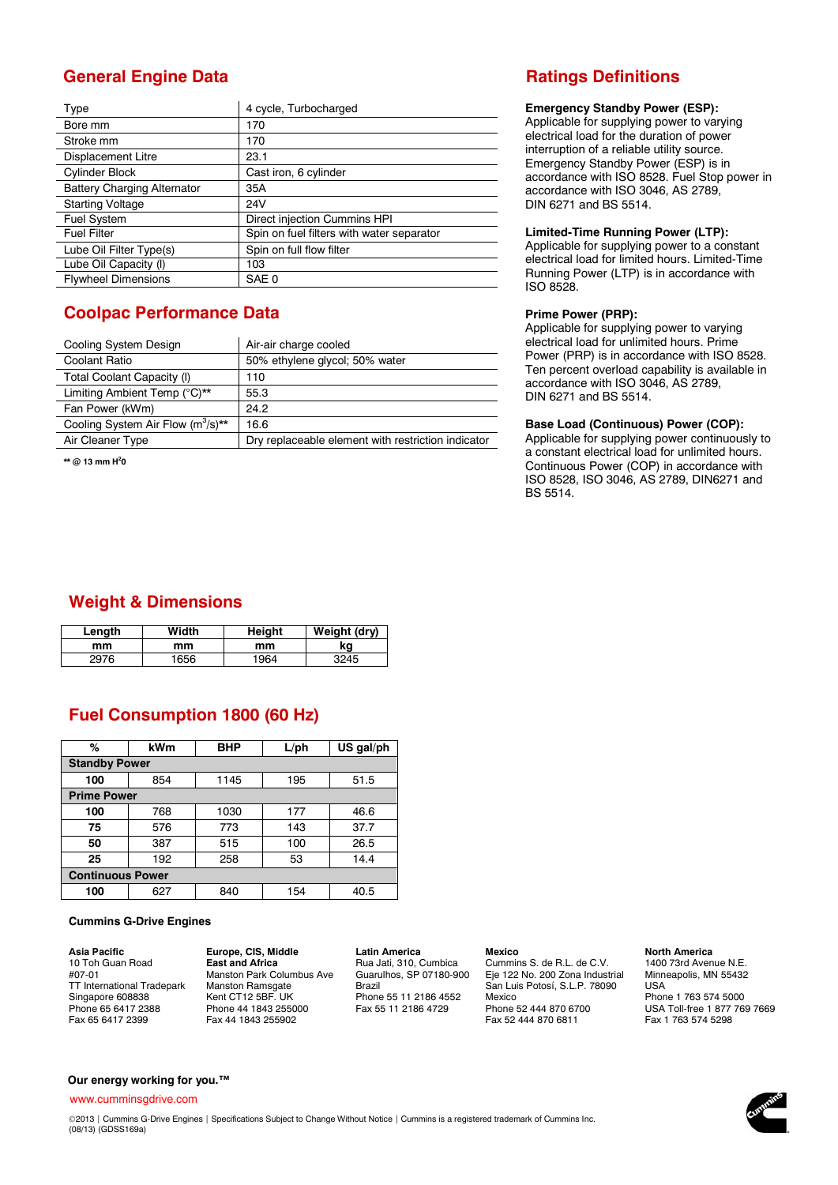## General Engine Data

| | |
|---|---|
| Type | 4 cycle, Turbocharged |
| Bore mm | 170 |
| Stroke mm | 170 |
| Displacement Litre | 23.1 |
| Cylinder Block | Cast iron, 6 cylinder |
| Battery Charging Alternator | 35A |
| Starting Voltage | 24V |
| Fuel System | Direct injection Cummins HPI |
| Fuel Filter | Spin on fuel filters with water separator |
| Lube Oil Filter Type(s) | Spin on full flow filter |
| Lube Oil Capacity (l) | 103 |
| Flywheel Dimensions | SAE 0 |

## Coolpac Performance Data

| | |
|---|---|
| Cooling System Design | Air-air charge cooled |
| Coolant Ratio | 50% ethylene glycol; 50% water |
| Total Coolant Capacity (l) | 110 |
| Limiting Ambient Temp (°C)** | 55.3 |
| Fan Power (kWm) | 24.2 |
| Cooling System Air Flow ($m^3/s$)** | 16.6 |
| Air Cleaner Type | Dry replaceable element with restriction indicator |

** @ 13 mm $H^2 0$

## Ratings Definitions

**Emergency Standby Power (ESP):**
Applicable for supplying power to varying electrical load for the duration of power interruption of a reliable utility source. Emergency Standby Power (ESP) is in accordance with ISO 8528. Fuel Stop power in accordance with ISO 3046, AS 2789, DIN 6271 and BS 5514.

**Limited-Time Running Power (LTP):**
Applicable for supplying power to a constant electrical load for limited hours. Limited-Time Running Power (LTP) is in accordance with ISO 8528.

**Prime Power (PRP):**
Applicable for supplying power to varying electrical load for unlimited hours. Prime Power (PRP) is in accordance with ISO 8528. Ten percent overload capability is available in accordance with ISO 3046, AS 2789, DIN 6271 and BS 5514.

**Base Load (Continuous) Power (COP):**
Applicable for supplying power continuously to a constant electrical load for unlimited hours. Continuous Power (COP) in accordance with ISO 8528, ISO 3046, AS 2789, DIN6271 and BS 5514.

## Weight & Dimensions

| Length | Width | Height | Weight (dry) |
|---|---|---|---|
| mm | mm | mm | kg |
| 2976 | 1656 | 1964 | 3245 |

## Fuel Consumption 1800 (60 Hz)

| % | kWm | BHP | L/ph | US gal/ph |
|---|---|---|---|---|
| **Standby Power** | | | | |
| **100** | 854 | 1145 | 195 | 51.5 |
| **Prime Power** | | | | |
| **100** | 768 | 1030 | 177 | 46.6 |
| **75** | 576 | 773 | 143 | 37.7 |
| **50** | 387 | 515 | 100 | 26.5 |
| **25** | 192 | 258 | 53 | 14.4 |
| **Continuous Power** | | | | |
| **100** | 627 | 840 | 154 | 40.5 |

**Cummins G-Drive Engines**

**Asia Pacific**
10 Toh Guan Road
#07-01
TT International Tradepark
Singapore 608838
Phone 65 6417 2388
Fax 65 6417 2399

**Europe, CIS, Middle East and Africa**
Manston Park Columbus Ave
Manston Ramsgate
Kent CT12 5BF. UK
Phone 44 1843 255000
Fax 44 1843 255902

**Latin America**
Rua Jati, 310, Cumbica
Guarulhos, SP 07180-900
Brazil
Phone 55 11 2186 4552
Fax 55 11 2186 4729

**Mexico**
Cummins S. de R.L. de C.V.
Eje 122 No. 200 Zona Industrial
San Luis Potosí, S.L.P. 78090
Mexico
Phone 52 444 870 6700
Fax 52 444 870 6811

**North America**
1400 73rd Avenue N.E.
Minneapolis, MN 55432
USA
Phone 1 763 574 5000
USA Toll-free 1 877 769 7669
Fax 1 763 574 5298

**Our energy working for you.™**

www.cumminsgdrive.com

©2013 | Cummins G-Drive Engines | Specifications Subject to Change Without Notice | Cummins is a registered trademark of Cummins Inc.
(08/13) (GDSS169a)